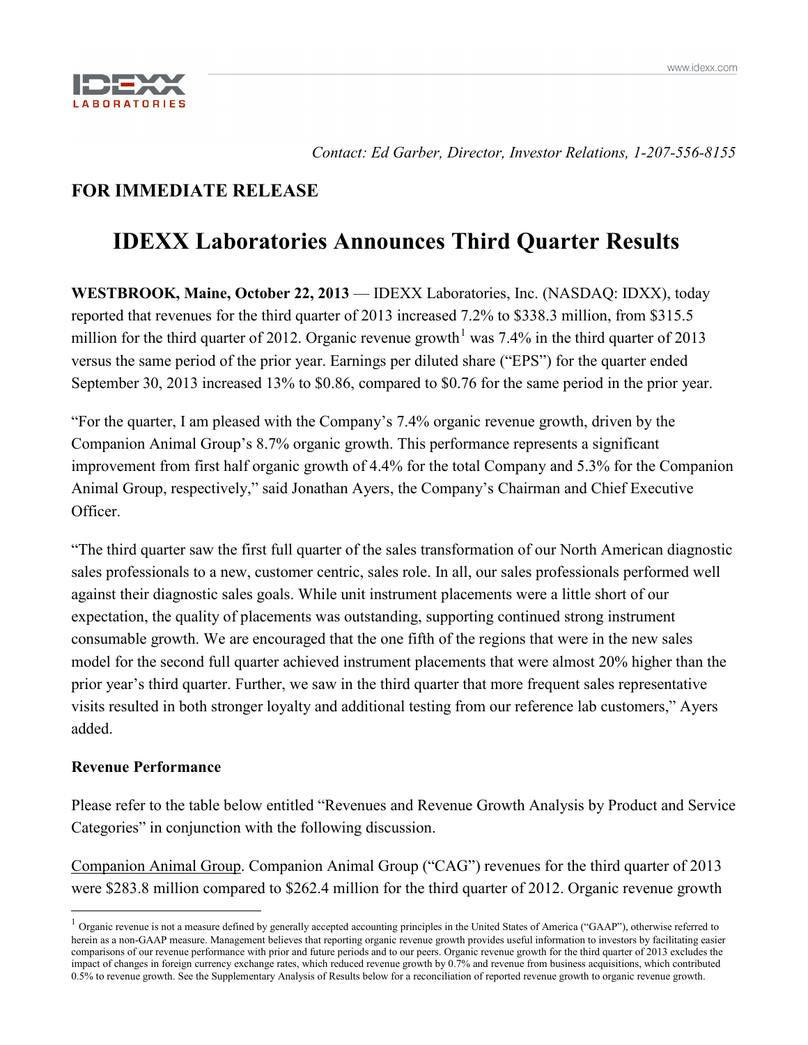*Contact: Ed Garber, Director, Investor Relations, 1-207-556-8155*

**FOR IMMEDIATE RELEASE**

# IDEXX Laboratories Announces Third Quarter Results

**WESTBROOK, Maine, October 22, 2013** — IDEXX Laboratories, Inc. (NASDAQ: IDXX), today reported that revenues for the third quarter of 2013 increased 7.2% to $338.3 million, from $315.5 million for the third quarter of 2012. Organic revenue growth[1] was 7.4% in the third quarter of 2013 versus the same period of the prior year. Earnings per diluted share ("EPS") for the quarter ended September 30, 2013 increased 13% to $0.86, compared to $0.76 for the same period in the prior year.

"For the quarter, I am pleased with the Company's 7.4% organic revenue growth, driven by the Companion Animal Group's 8.7% organic growth. This performance represents a significant improvement from first half organic growth of 4.4% for the total Company and 5.3% for the Companion Animal Group, respectively," said Jonathan Ayers, the Company's Chairman and Chief Executive Officer.

"The third quarter saw the first full quarter of the sales transformation of our North American diagnostic sales professionals to a new, customer centric, sales role. In all, our sales professionals performed well against their diagnostic sales goals. While unit instrument placements were a little short of our expectation, the quality of placements was outstanding, supporting continued strong instrument consumable growth. We are encouraged that the one fifth of the regions that were in the new sales model for the second full quarter achieved instrument placements that were almost 20% higher than the prior year's third quarter. Further, we saw in the third quarter that more frequent sales representative visits resulted in both stronger loyalty and additional testing from our reference lab customers," Ayers added.

**Revenue Performance**

Please refer to the table below entitled "Revenues and Revenue Growth Analysis by Product and Service Categories" in conjunction with the following discussion.

Companion Animal Group. Companion Animal Group ("CAG") revenues for the third quarter of 2013 were $283.8 million compared to $262.4 million for the third quarter of 2012. Organic revenue growth

[1] Organic revenue is not a measure defined by generally accepted accounting principles in the United States of America ("GAAP"), otherwise referred to herein as a non-GAAP measure. Management believes that reporting organic revenue growth provides useful information to investors by facilitating easier comparisons of our revenue performance with prior and future periods and to our peers. Organic revenue growth for the third quarter of 2013 excludes the impact of changes in foreign currency exchange rates, which reduced revenue growth by 0.7% and revenue from business acquisitions, which contributed 0.5% to revenue growth. See the Supplementary Analysis of Results below for a reconciliation of reported revenue growth to organic revenue growth.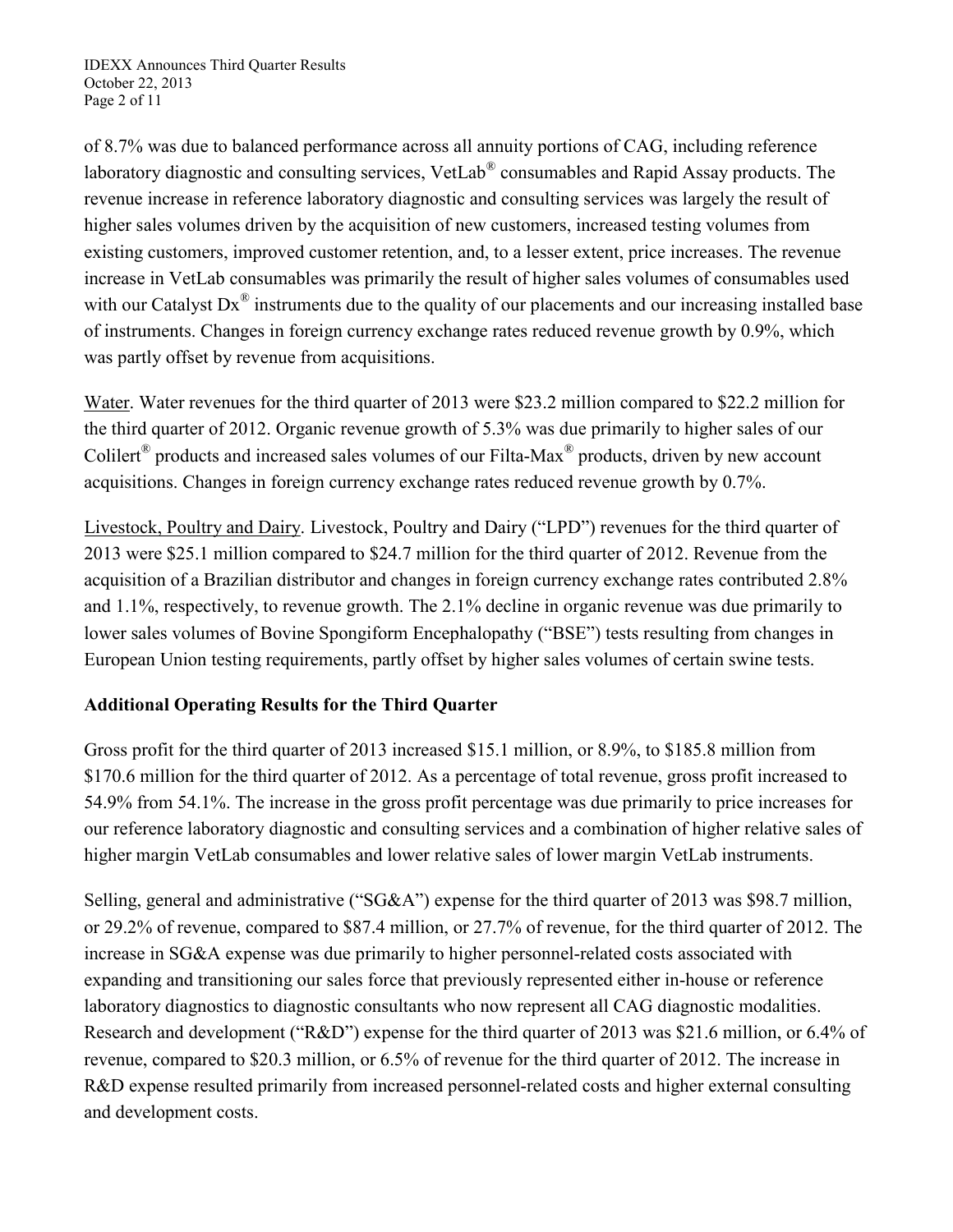of 8.7% was due to balanced performance across all annuity portions of CAG, including reference laboratory diagnostic and consulting services, VetLab® consumables and Rapid Assay products. The revenue increase in reference laboratory diagnostic and consulting services was largely the result of higher sales volumes driven by the acquisition of new customers, increased testing volumes from existing customers, improved customer retention, and, to a lesser extent, price increases. The revenue increase in VetLab consumables was primarily the result of higher sales volumes of consumables used with our Catalyst Dx® instruments due to the quality of our placements and our increasing installed base of instruments. Changes in foreign currency exchange rates reduced revenue growth by 0.9%, which was partly offset by revenue from acquisitions.

Water. Water revenues for the third quarter of 2013 were $23.2 million compared to $22.2 million for the third quarter of 2012. Organic revenue growth of 5.3% was due primarily to higher sales of our Colilert® products and increased sales volumes of our Filta-Max® products, driven by new account acquisitions. Changes in foreign currency exchange rates reduced revenue growth by 0.7%.

Livestock, Poultry and Dairy. Livestock, Poultry and Dairy ("LPD") revenues for the third quarter of 2013 were $25.1 million compared to $24.7 million for the third quarter of 2012. Revenue from the acquisition of a Brazilian distributor and changes in foreign currency exchange rates contributed 2.8% and 1.1%, respectively, to revenue growth. The 2.1% decline in organic revenue was due primarily to lower sales volumes of Bovine Spongiform Encephalopathy ("BSE") tests resulting from changes in European Union testing requirements, partly offset by higher sales volumes of certain swine tests.

**Additional Operating Results for the Third Quarter**

Gross profit for the third quarter of 2013 increased $15.1 million, or 8.9%, to $185.8 million from $170.6 million for the third quarter of 2012. As a percentage of total revenue, gross profit increased to 54.9% from 54.1%. The increase in the gross profit percentage was due primarily to price increases for our reference laboratory diagnostic and consulting services and a combination of higher relative sales of higher margin VetLab consumables and lower relative sales of lower margin VetLab instruments.

Selling, general and administrative ("SG&A") expense for the third quarter of 2013 was $98.7 million, or 29.2% of revenue, compared to $87.4 million, or 27.7% of revenue, for the third quarter of 2012. The increase in SG&A expense was due primarily to higher personnel-related costs associated with expanding and transitioning our sales force that previously represented either in-house or reference laboratory diagnostics to diagnostic consultants who now represent all CAG diagnostic modalities. Research and development ("R&D") expense for the third quarter of 2013 was $21.6 million, or 6.4% of revenue, compared to $20.3 million, or 6.5% of revenue for the third quarter of 2012. The increase in R&D expense resulted primarily from increased personnel-related costs and higher external consulting and development costs.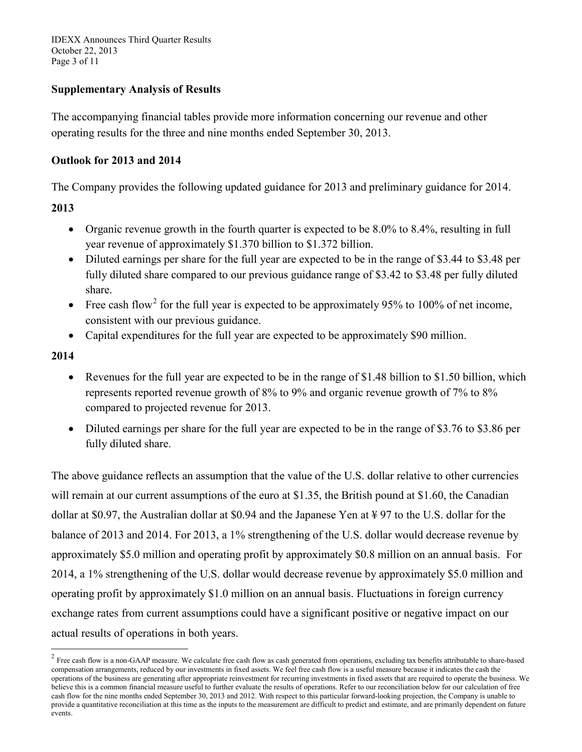## Supplementary Analysis of Results

The accompanying financial tables provide more information concerning our revenue and other operating results for the three and nine months ended September 30, 2013.

## Outlook for 2013 and 2014

The Company provides the following updated guidance for 2013 and preliminary guidance for 2014.

**2013**

- Organic revenue growth in the fourth quarter is expected to be 8.0% to 8.4%, resulting in full year revenue of approximately $1.370 billion to $1.372 billion.
- Diluted earnings per share for the full year are expected to be in the range of $3.44 to $3.48 per fully diluted share compared to our previous guidance range of $3.42 to $3.48 per fully diluted share.
- Free cash flow[2] for the full year is expected to be approximately 95% to 100% of net income, consistent with our previous guidance.
- Capital expenditures for the full year are expected to be approximately $90 million.

**2014**

- Revenues for the full year are expected to be in the range of $1.48 billion to $1.50 billion, which represents reported revenue growth of 8% to 9% and organic revenue growth of 7% to 8% compared to projected revenue for 2013.
- Diluted earnings per share for the full year are expected to be in the range of $3.76 to $3.86 per fully diluted share.

The above guidance reflects an assumption that the value of the U.S. dollar relative to other currencies will remain at our current assumptions of the euro at $1.35, the British pound at $1.60, the Canadian dollar at $0.97, the Australian dollar at $0.94 and the Japanese Yen at ¥ 97 to the U.S. dollar for the balance of 2013 and 2014. For 2013, a 1% strengthening of the U.S. dollar would decrease revenue by approximately $5.0 million and operating profit by approximately $0.8 million on an annual basis. For 2014, a 1% strengthening of the U.S. dollar would decrease revenue by approximately $5.0 million and operating profit by approximately $1.0 million on an annual basis. Fluctuations in foreign currency exchange rates from current assumptions could have a significant positive or negative impact on our actual results of operations in both years.

---

[2] Free cash flow is a non-GAAP measure. We calculate free cash flow as cash generated from operations, excluding tax benefits attributable to share-based compensation arrangements, reduced by our investments in fixed assets. We feel free cash flow is a useful measure because it indicates the cash the operations of the business are generating after appropriate reinvestment for recurring investments in fixed assets that are required to operate the business. We believe this is a common financial measure useful to further evaluate the results of operations. Refer to our reconciliation below for our calculation of free cash flow for the nine months ended September 30, 2013 and 2012. With respect to this particular forward-looking projection, the Company is unable to provide a quantitative reconciliation at this time as the inputs to the measurement are difficult to predict and estimate, and are primarily dependent on future events.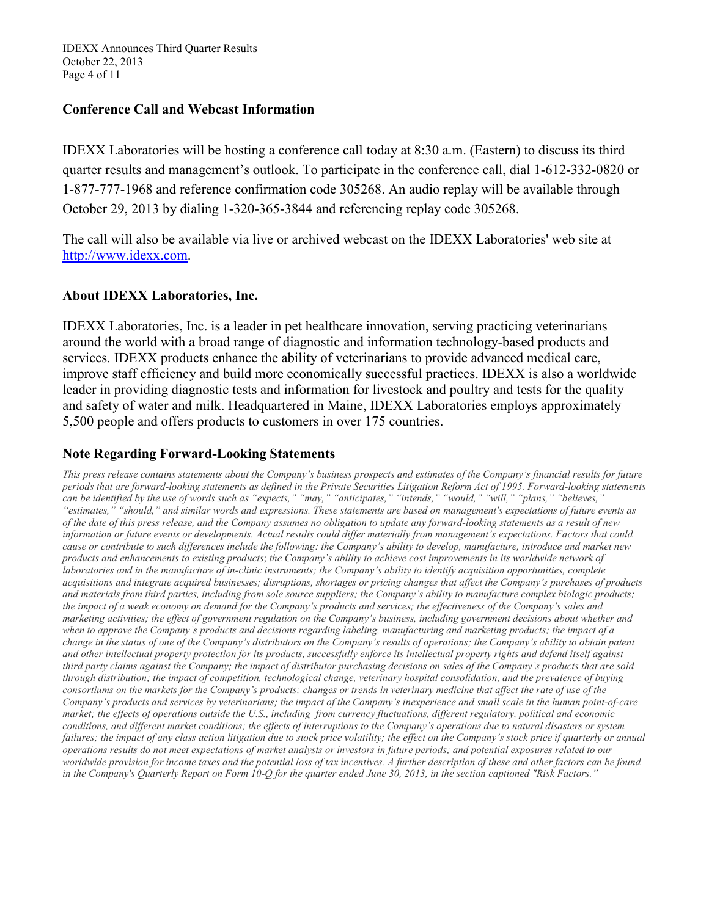## Conference Call and Webcast Information

IDEXX Laboratories will be hosting a conference call today at 8:30 a.m. (Eastern) to discuss its third quarter results and management's outlook. To participate in the conference call, dial 1-612-332-0820 or 1-877-777-1968 and reference confirmation code 305268. An audio replay will be available through October 29, 2013 by dialing 1-320-365-3844 and referencing replay code 305268.

The call will also be available via live or archived webcast on the IDEXX Laboratories' web site at [http://www.idexx.com](http://www.idexx.com).

## About IDEXX Laboratories, Inc.

IDEXX Laboratories, Inc. is a leader in pet healthcare innovation, serving practicing veterinarians around the world with a broad range of diagnostic and information technology-based products and services. IDEXX products enhance the ability of veterinarians to provide advanced medical care, improve staff efficiency and build more economically successful practices. IDEXX is also a worldwide leader in providing diagnostic tests and information for livestock and poultry and tests for the quality and safety of water and milk. Headquartered in Maine, IDEXX Laboratories employs approximately 5,500 people and offers products to customers in over 175 countries.

## Note Regarding Forward-Looking Statements

*This press release contains statements about the Company's business prospects and estimates of the Company's financial results for future periods that are forward-looking statements as defined in the Private Securities Litigation Reform Act of 1995. Forward-looking statements can be identified by the use of words such as "expects," "may," "anticipates," "intends," "would," "will," "plans," "believes," "estimates," "should," and similar words and expressions. These statements are based on management's expectations of future events as of the date of this press release, and the Company assumes no obligation to update any forward-looking statements as a result of new information or future events or developments. Actual results could differ materially from management's expectations. Factors that could cause or contribute to such differences include the following: the Company's ability to develop, manufacture, introduce and market new products and enhancements to existing products; the Company's ability to achieve cost improvements in its worldwide network of laboratories and in the manufacture of in-clinic instruments; the Company's ability to identify acquisition opportunities, complete acquisitions and integrate acquired businesses; disruptions, shortages or pricing changes that affect the Company's purchases of products and materials from third parties, including from sole source suppliers; the Company's ability to manufacture complex biologic products; the impact of a weak economy on demand for the Company's products and services; the effectiveness of the Company's sales and marketing activities; the effect of government regulation on the Company's business, including government decisions about whether and when to approve the Company's products and decisions regarding labeling, manufacturing and marketing products; the impact of a change in the status of one of the Company's distributors on the Company's results of operations; the Company's ability to obtain patent and other intellectual property protection for its products, successfully enforce its intellectual property rights and defend itself against third party claims against the Company; the impact of distributor purchasing decisions on sales of the Company's products that are sold through distribution; the impact of competition, technological change, veterinary hospital consolidation, and the prevalence of buying consortiums on the markets for the Company's products; changes or trends in veterinary medicine that affect the rate of use of the Company's products and services by veterinarians; the impact of the Company's inexperience and small scale in the human point-of-care market; the effects of operations outside the U.S., including from currency fluctuations, different regulatory, political and economic conditions, and different market conditions; the effects of interruptions to the Company's operations due to natural disasters or system failures; the impact of any class action litigation due to stock price volatility; the effect on the Company's stock price if quarterly or annual operations results do not meet expectations of market analysts or investors in future periods; and potential exposures related to our worldwide provision for income taxes and the potential loss of tax incentives. A further description of these and other factors can be found in the Company's Quarterly Report on Form 10-Q for the quarter ended June 30, 2013, in the section captioned "Risk Factors."*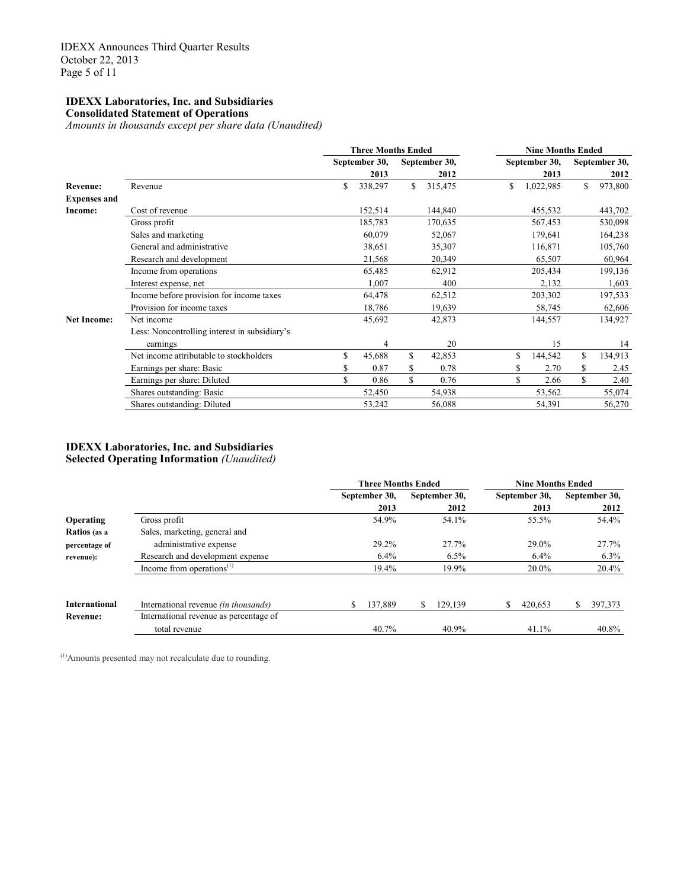**IDEXX Laboratories, Inc. and Subsidiaries**
**Consolidated Statement of Operations**
*Amounts in thousands except per share data (Unaudited)*

| | | Three Months Ended | | Nine Months Ended | |
|---|---|---|---|---|---|
| | | September 30, 2013 | September 30, 2012 | September 30, 2013 | September 30, 2012 |
| **Revenue:** | Revenue | $ 338,297 | $ 315,475 | $ 1,022,985 | $ 973,800 |
| **Expenses and Income:** | Cost of revenue | 152,514 | 144,840 | 455,532 | 443,702 |
| | Gross profit | 185,783 | 170,635 | 567,453 | 530,098 |
| | Sales and marketing | 60,079 | 52,067 | 179,641 | 164,238 |
| | General and administrative | 38,651 | 35,307 | 116,871 | 105,760 |
| | Research and development | 21,568 | 20,349 | 65,507 | 60,964 |
| | Income from operations | 65,485 | 62,912 | 205,434 | 199,136 |
| | Interest expense, net | 1,007 | 400 | 2,132 | 1,603 |
| | Income before provision for income taxes | 64,478 | 62,512 | 203,302 | 197,533 |
| | Provision for income taxes | 18,786 | 19,639 | 58,745 | 62,606 |
| **Net Income:** | Net income | 45,692 | 42,873 | 144,557 | 134,927 |
| | Less: Noncontrolling interest in subsidiary's earnings | 4 | 20 | 15 | 14 |
| | Net income attributable to stockholders | $ 45,688 | $ 42,853 | $ 144,542 | $ 134,913 |
| | Earnings per share: Basic | $ 0.87 | $ 0.78 | $ 2.70 | $ 2.45 |
| | Earnings per share: Diluted | $ 0.86 | $ 0.76 | $ 2.66 | $ 2.40 |
| | Shares outstanding: Basic | 52,450 | 54,938 | 53,562 | 55,074 |
| | Shares outstanding: Diluted | 53,242 | 56,088 | 54,391 | 56,270 |

**IDEXX Laboratories, Inc. and Subsidiaries**
**Selected Operating Information** *(Unaudited)*

| | | Three Months Ended | | Nine Months Ended | |
|---|---|---|---|---|---|
| | | September 30, 2013 | September 30, 2012 | September 30, 2013 | September 30, 2012 |
| **Operating Ratios (as a percentage of revenue):** | Gross profit | 54.9% | 54.1% | 55.5% | 54.4% |
| | Sales, marketing, general and administrative expense | 29.2% | 27.7% | 29.0% | 27.7% |
| | Research and development expense | 6.4% | 6.5% | 6.4% | 6.3% |
| | Income from operations[(1)] | 19.4% | 19.9% | 20.0% | 20.4% |
| **International Revenue:** | International revenue *(in thousands)* | $ 137,889 | $ 129,139 | $ 420,653 | $ 397,373 |
| | International revenue as percentage of total revenue | 40.7% | 40.9% | 41.1% | 40.8% |

[(1)]Amounts presented may not recalculate due to rounding.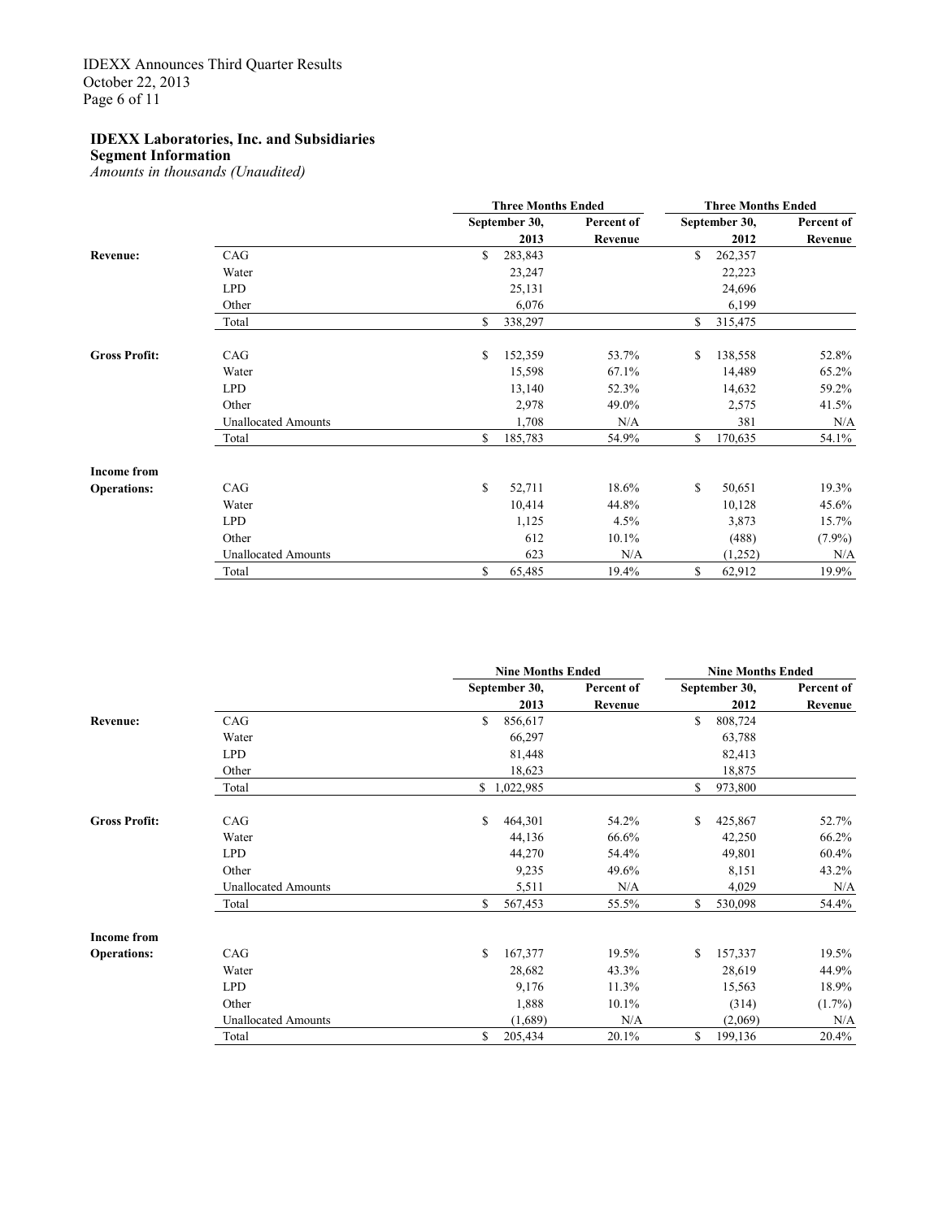**IDEXX Laboratories, Inc. and Subsidiaries**
**Segment Information**
*Amounts in thousands (Unaudited)*

| | | Three Months Ended | | Three Months Ended | |
|---|---|---|---|---|---|
| | | September 30, 2013 | Percent of Revenue | September 30, 2012 | Percent of Revenue |
| **Revenue:** | CAG | $ 283,843 | | $ 262,357 | |
| | Water | 23,247 | | 22,223 | |
| | LPD | 25,131 | | 24,696 | |
| | Other | 6,076 | | 6,199 | |
| | Total | $ 338,297 | | $ 315,475 | |
| **Gross Profit:** | CAG | $ 152,359 | 53.7% | $ 138,558 | 52.8% |
| | Water | 15,598 | 67.1% | 14,489 | 65.2% |
| | LPD | 13,140 | 52.3% | 14,632 | 59.2% |
| | Other | 2,978 | 49.0% | 2,575 | 41.5% |
| | Unallocated Amounts | 1,708 | N/A | 381 | N/A |
| | Total | $ 185,783 | 54.9% | $ 170,635 | 54.1% |
| **Income from Operations:** | CAG | $ 52,711 | 18.6% | $ 50,651 | 19.3% |
| | Water | 10,414 | 44.8% | 10,128 | 45.6% |
| | LPD | 1,125 | 4.5% | 3,873 | 15.7% |
| | Other | 612 | 10.1% | (488) | (7.9%) |
| | Unallocated Amounts | 623 | N/A | (1,252) | N/A |
| | Total | $ 65,485 | 19.4% | $ 62,912 | 19.9% |

| | | Nine Months Ended | | Nine Months Ended | |
|---|---|---|---|---|---|
| | | September 30, 2013 | Percent of Revenue | September 30, 2012 | Percent of Revenue |
| **Revenue:** | CAG | $ 856,617 | | $ 808,724 | |
| | Water | 66,297 | | 63,788 | |
| | LPD | 81,448 | | 82,413 | |
| | Other | 18,623 | | 18,875 | |
| | Total | $ 1,022,985 | | $ 973,800 | |
| **Gross Profit:** | CAG | $ 464,301 | 54.2% | $ 425,867 | 52.7% |
| | Water | 44,136 | 66.6% | 42,250 | 66.2% |
| | LPD | 44,270 | 54.4% | 49,801 | 60.4% |
| | Other | 9,235 | 49.6% | 8,151 | 43.2% |
| | Unallocated Amounts | 5,511 | N/A | 4,029 | N/A |
| | Total | $ 567,453 | 55.5% | $ 530,098 | 54.4% |
| **Income from Operations:** | CAG | $ 167,377 | 19.5% | $ 157,337 | 19.5% |
| | Water | 28,682 | 43.3% | 28,619 | 44.9% |
| | LPD | 9,176 | 11.3% | 15,563 | 18.9% |
| | Other | 1,888 | 10.1% | (314) | (1.7%) |
| | Unallocated Amounts | (1,689) | N/A | (2,069) | N/A |
| | Total | $ 205,434 | 20.1% | $ 199,136 | 20.4% |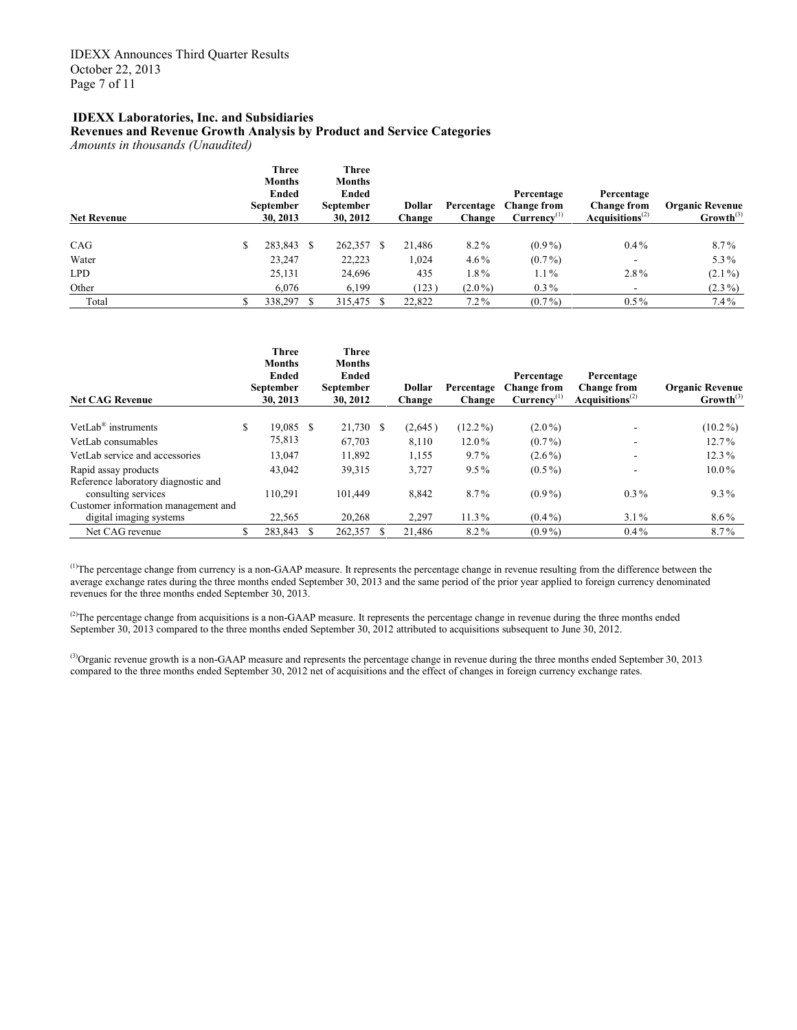**IDEXX Laboratories, Inc. and Subsidiaries**
**Revenues and Revenue Growth Analysis by Product and Service Categories**
*Amounts in thousands (Unaudited)*

| Net Revenue | Three Months Ended September 30, 2013 | Three Months Ended September 30, 2012 | Dollar Change | Percentage Change | Percentage Change from Currency[(1)] | Percentage Change from Acquisitions[(2)] | Organic Revenue Growth[(3)] |
|---|---|---|---|---|---|---|---|
| CAG | $ 283,843 | $ 262,357 | $ 21,486 | 8.2% | (0.9%) | 0.4% | 8.7% |
| Water | 23,247 | 22,223 | 1,024 | 4.6% | (0.7%) | - | 5.3% |
| LPD | 25,131 | 24,696 | 435 | 1.8% | 1.1% | 2.8% | (2.1%) |
| Other | 6,076 | 6,199 | (123) | (2.0%) | 0.3% | - | (2.3%) |
| Total | $ 338,297 | $ 315,475 | $ 22,822 | 7.2% | (0.7%) | 0.5% | 7.4% |

| Net CAG Revenue | Three Months Ended September 30, 2013 | Three Months Ended September 30, 2012 | Dollar Change | Percentage Change | Percentage Change from Currency[(1)] | Percentage Change from Acquisitions[(2)] | Organic Revenue Growth[(3)] |
|---|---|---|---|---|---|---|---|
| VetLab® instruments | $ 19,085 | $ 21,730 | $ (2,645) | (12.2%) | (2.0%) | - | (10.2%) |
| VetLab consumables | 75,813 | 67,703 | 8,110 | 12.0% | (0.7%) | - | 12.7% |
| VetLab service and accessories | 13,047 | 11,892 | 1,155 | 9.7% | (2.6%) | - | 12.3% |
| Rapid assay products | 43,042 | 39,315 | 3,727 | 9.5% | (0.5%) | - | 10.0% |
| Reference laboratory diagnostic and consulting services | 110,291 | 101,449 | 8,842 | 8.7% | (0.9%) | 0.3% | 9.3% |
| Customer information management and digital imaging systems | 22,565 | 20,268 | 2,297 | 11.3% | (0.4%) | 3.1% | 8.6% |
| Net CAG revenue | $ 283,843 | $ 262,357 | $ 21,486 | 8.2% | (0.9%) | 0.4% | 8.7% |

[(1)]The percentage change from currency is a non-GAAP measure. It represents the percentage change in revenue resulting from the difference between the average exchange rates during the three months ended September 30, 2013 and the same period of the prior year applied to foreign currency denominated revenues for the three months ended September 30, 2013.

[(2)]The percentage change from acquisitions is a non-GAAP measure. It represents the percentage change in revenue during the three months ended September 30, 2013 compared to the three months ended September 30, 2012 attributed to acquisitions subsequent to June 30, 2012.

[(3)]Organic revenue growth is a non-GAAP measure and represents the percentage change in revenue during the three months ended September 30, 2013 compared to the three months ended September 30, 2012 net of acquisitions and the effect of changes in foreign currency exchange rates.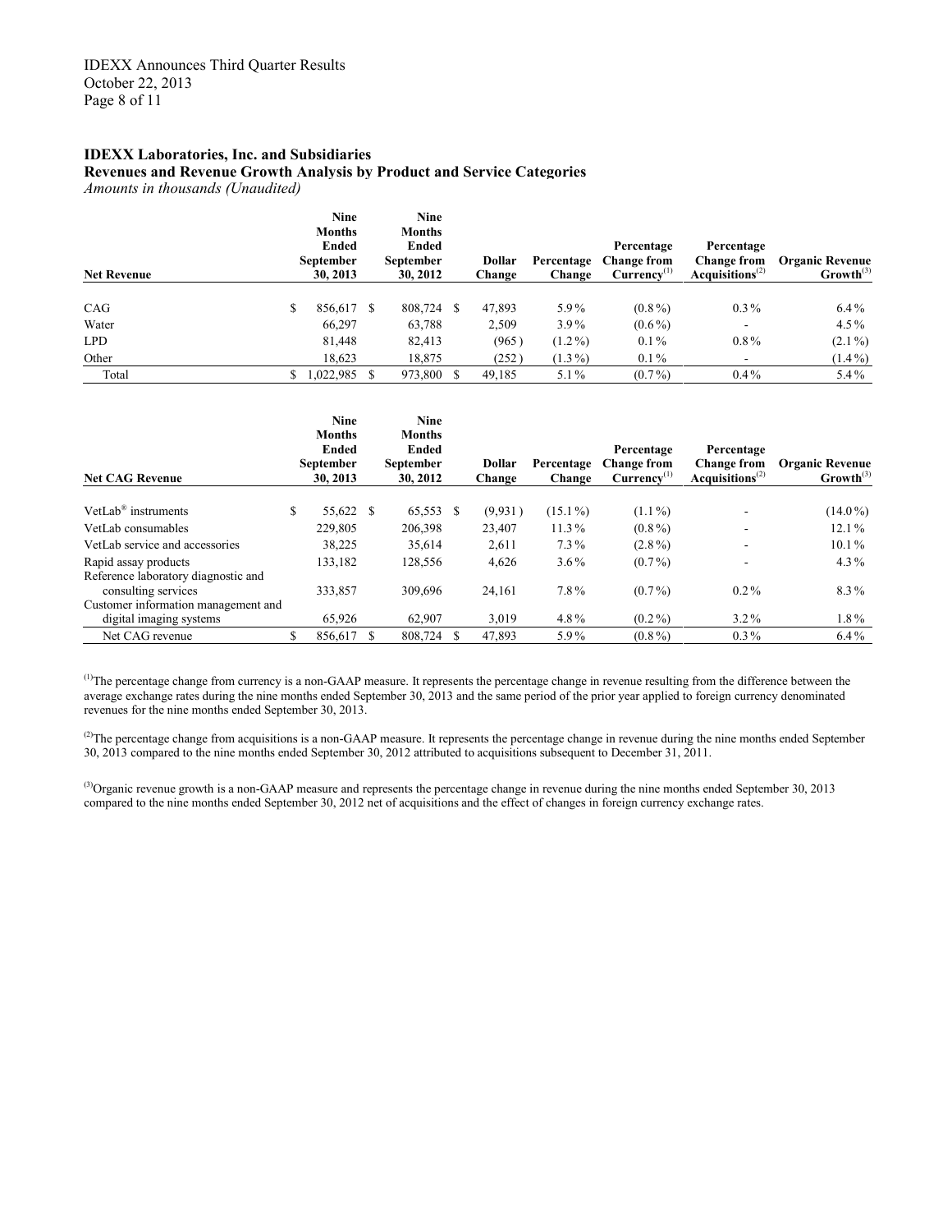**IDEXX Laboratories, Inc. and Subsidiaries**
**Revenues and Revenue Growth Analysis by Product and Service Categories**
*Amounts in thousands (Unaudited)*

| Net Revenue | Nine Months Ended September 30, 2013 | Nine Months Ended September 30, 2012 | Dollar Change | Percentage Change | Percentage Change from Currency[1] | Percentage Change from Acquisitions[2] | Organic Revenue Growth[3] |
|---|---|---|---|---|---|---|---|
| CAG | $ 856,617 | $ 808,724 | $ 47,893 | 5.9% | (0.8%) | 0.3% | 6.4% |
| Water | 66,297 | 63,788 | 2,509 | 3.9% | (0.6%) | - | 4.5% |
| LPD | 81,448 | 82,413 | (965) | (1.2%) | 0.1% | 0.8% | (2.1%) |
| Other | 18,623 | 18,875 | (252) | (1.3%) | 0.1% | - | (1.4%) |
| Total | $ 1,022,985 | $ 973,800 | $ 49,185 | 5.1% | (0.7%) | 0.4% | 5.4% |

| Net CAG Revenue | Nine Months Ended September 30, 2013 | Nine Months Ended September 30, 2012 | Dollar Change | Percentage Change | Percentage Change from Currency[1] | Percentage Change from Acquisitions[2] | Organic Revenue Growth[3] |
|---|---|---|---|---|---|---|---|
| VetLab® instruments | $ 55,622 | $ 65,553 | $ (9,931) | (15.1%) | (1.1%) | - | (14.0%) |
| VetLab consumables | 229,805 | 206,398 | 23,407 | 11.3% | (0.8%) | - | 12.1% |
| VetLab service and accessories | 38,225 | 35,614 | 2,611 | 7.3% | (2.8%) | - | 10.1% |
| Rapid assay products | 133,182 | 128,556 | 4,626 | 3.6% | (0.7%) | - | 4.3% |
| Reference laboratory diagnostic and consulting services | 333,857 | 309,696 | 24,161 | 7.8% | (0.7%) | 0.2% | 8.3% |
| Customer information management and digital imaging systems | 65,926 | 62,907 | 3,019 | 4.8% | (0.2%) | 3.2% | 1.8% |
| Net CAG revenue | $ 856,617 | $ 808,724 | $ 47,893 | 5.9% | (0.8%) | 0.3% | 6.4% |

[1]The percentage change from currency is a non-GAAP measure. It represents the percentage change in revenue resulting from the difference between the average exchange rates during the nine months ended September 30, 2013 and the same period of the prior year applied to foreign currency denominated revenues for the nine months ended September 30, 2013.

[2]The percentage change from acquisitions is a non-GAAP measure. It represents the percentage change in revenue during the nine months ended September 30, 2013 compared to the nine months ended September 30, 2012 attributed to acquisitions subsequent to December 31, 2011.

[3]Organic revenue growth is a non-GAAP measure and represents the percentage change in revenue during the nine months ended September 30, 2013 compared to the nine months ended September 30, 2012 net of acquisitions and the effect of changes in foreign currency exchange rates.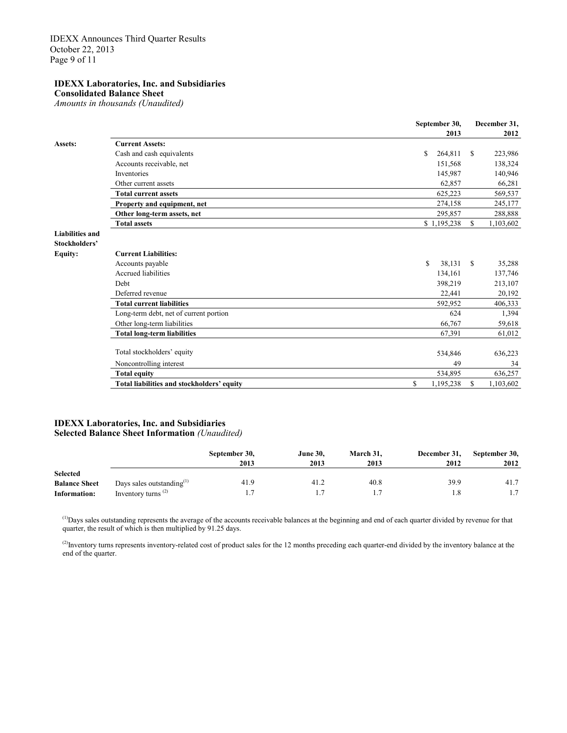## IDEXX Laboratories, Inc. and Subsidiaries
**Consolidated Balance Sheet**
*Amounts in thousands (Unaudited)*

| | | September 30, 2013 | December 31, 2012 |
|---|---|---|---|
| **Assets:** | **Current Assets:** | | |
| | Cash and cash equivalents | $ 264,811 | $ 223,986 |
| | Accounts receivable, net | 151,568 | 138,324 |
| | Inventories | 145,987 | 140,946 |
| | Other current assets | 62,857 | 66,281 |
| | **Total current assets** | 625,223 | 569,537 |
| | **Property and equipment, net** | 274,158 | 245,177 |
| | **Other long-term assets, net** | 295,857 | 288,888 |
| | **Total assets** | $ 1,195,238 | $ 1,103,602 |
| **Liabilities and Stockholders' Equity:** | **Current Liabilities:** | | |
| | Accounts payable | $ 38,131 | $ 35,288 |
| | Accrued liabilities | 134,161 | 137,746 |
| | Debt | 398,219 | 213,107 |
| | Deferred revenue | 22,441 | 20,192 |
| | **Total current liabilities** | 592,952 | 406,333 |
| | Long-term debt, net of current portion | 624 | 1,394 |
| | Other long-term liabilities | 66,767 | 59,618 |
| | **Total long-term liabilities** | 67,391 | 61,012 |
| | Total stockholders' equity | 534,846 | 636,223 |
| | Noncontrolling interest | 49 | 34 |
| | **Total equity** | 534,895 | 636,257 |
| | **Total liabilities and stockholders' equity** | $ 1,195,238 | $ 1,103,602 |

## IDEXX Laboratories, Inc. and Subsidiaries
**Selected Balance Sheet Information** *(Unaudited)*

| | | September 30, 2013 | June 30, 2013 | March 31, 2013 | December 31, 2012 | September 30, 2012 |
|---|---|---|---|---|---|---|
| **Selected Balance Sheet Information:** | Days sales outstanding[1] | 41.9 | 41.2 | 40.8 | 39.9 | 41.7 |
| | Inventory turns [2] | 1.7 | 1.7 | 1.7 | 1.8 | 1.7 |

[1] Days sales outstanding represents the average of the accounts receivable balances at the beginning and end of each quarter divided by revenue for that quarter, the result of which is then multiplied by 91.25 days.

[2] Inventory turns represents inventory-related cost of product sales for the 12 months preceding each quarter-end divided by the inventory balance at the end of the quarter.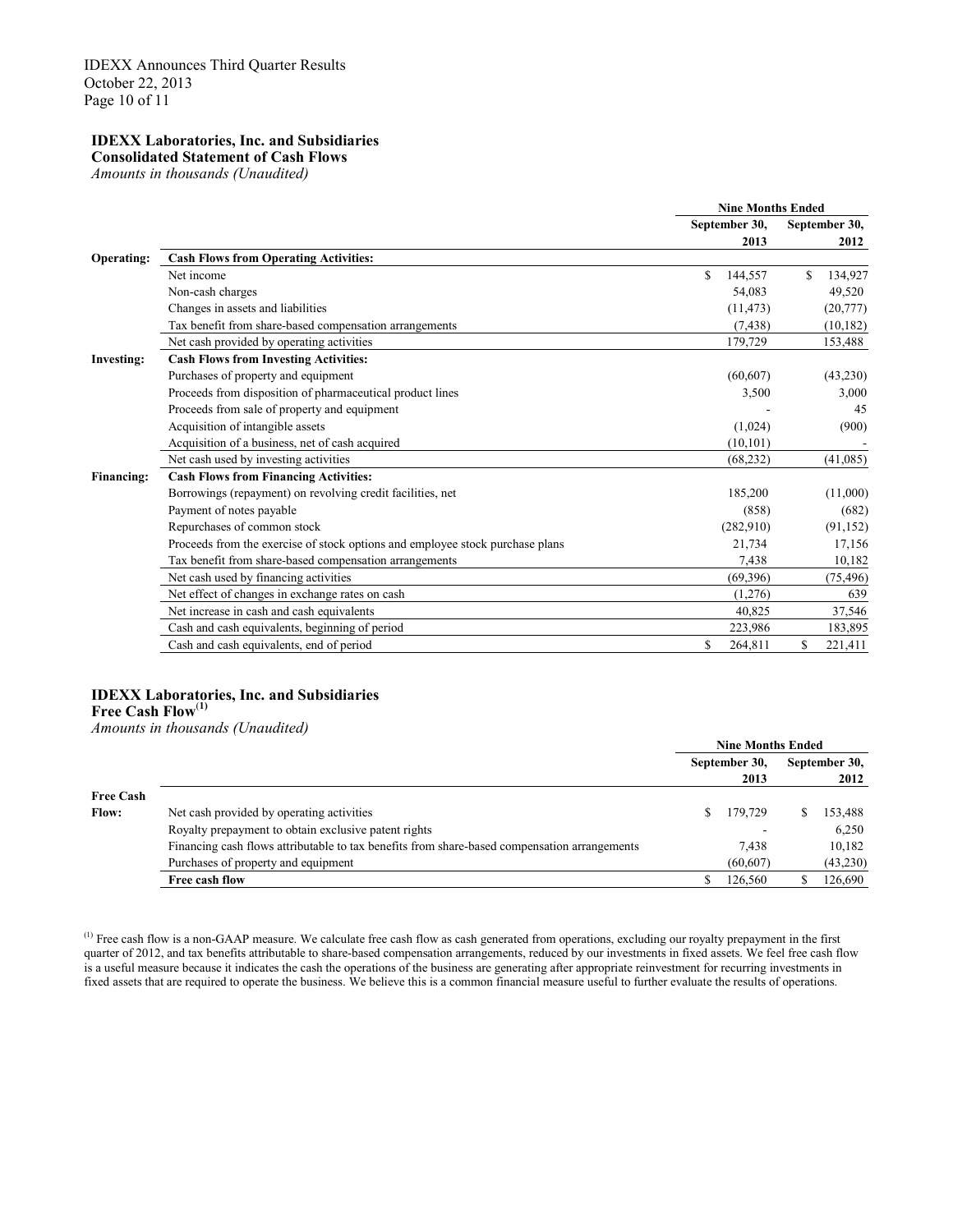## IDEXX Laboratories, Inc. and Subsidiaries
### Consolidated Statement of Cash Flows
*Amounts in thousands (Unaudited)*

| | | Nine Months Ended | |
|---|---|---|---|
| | | September 30, 2013 | September 30, 2012 |
| **Operating:** | **Cash Flows from Operating Activities:** | | |
| | Net income | $ 144,557 | $ 134,927 |
| | Non-cash charges | 54,083 | 49,520 |
| | Changes in assets and liabilities | (11,473) | (20,777) |
| | Tax benefit from share-based compensation arrangements | (7,438) | (10,182) |
| | Net cash provided by operating activities | 179,729 | 153,488 |
| **Investing:** | **Cash Flows from Investing Activities:** | | |
| | Purchases of property and equipment | (60,607) | (43,230) |
| | Proceeds from disposition of pharmaceutical product lines | 3,500 | 3,000 |
| | Proceeds from sale of property and equipment | - | 45 |
| | Acquisition of intangible assets | (1,024) | (900) |
| | Acquisition of a business, net of cash acquired | (10,101) | - |
| | Net cash used by investing activities | (68,232) | (41,085) |
| **Financing:** | **Cash Flows from Financing Activities:** | | |
| | Borrowings (repayment) on revolving credit facilities, net | 185,200 | (11,000) |
| | Payment of notes payable | (858) | (682) |
| | Repurchases of common stock | (282,910) | (91,152) |
| | Proceeds from the exercise of stock options and employee stock purchase plans | 21,734 | 17,156 |
| | Tax benefit from share-based compensation arrangements | 7,438 | 10,182 |
| | Net cash used by financing activities | (69,396) | (75,496) |
| | Net effect of changes in exchange rates on cash | (1,276) | 639 |
| | Net increase in cash and cash equivalents | 40,825 | 37,546 |
| | Cash and cash equivalents, beginning of period | 223,986 | 183,895 |
| | Cash and cash equivalents, end of period | $ 264,811 | $ 221,411 |

## IDEXX Laboratories, Inc. and Subsidiaries
### Free Cash Flow[(1)]
*Amounts in thousands (Unaudited)*

| | | Nine Months Ended | |
|---|---|---|---|
| | | September 30, 2013 | September 30, 2012 |
| **Free Cash Flow:** | Net cash provided by operating activities | $ 179,729 | $ 153,488 |
| | Royalty prepayment to obtain exclusive patent rights | - | 6,250 |
| | Financing cash flows attributable to tax benefits from share-based compensation arrangements | 7,438 | 10,182 |
| | Purchases of property and equipment | (60,607) | (43,230) |
| | **Free cash flow** | $ 126,560 | $ 126,690 |

[(1)] Free cash flow is a non-GAAP measure. We calculate free cash flow as cash generated from operations, excluding our royalty prepayment in the first quarter of 2012, and tax benefits attributable to share-based compensation arrangements, reduced by our investments in fixed assets. We feel free cash flow is a useful measure because it indicates the cash the operations of the business are generating after appropriate reinvestment for recurring investments in fixed assets that are required to operate the business. We believe this is a common financial measure useful to further evaluate the results of operations.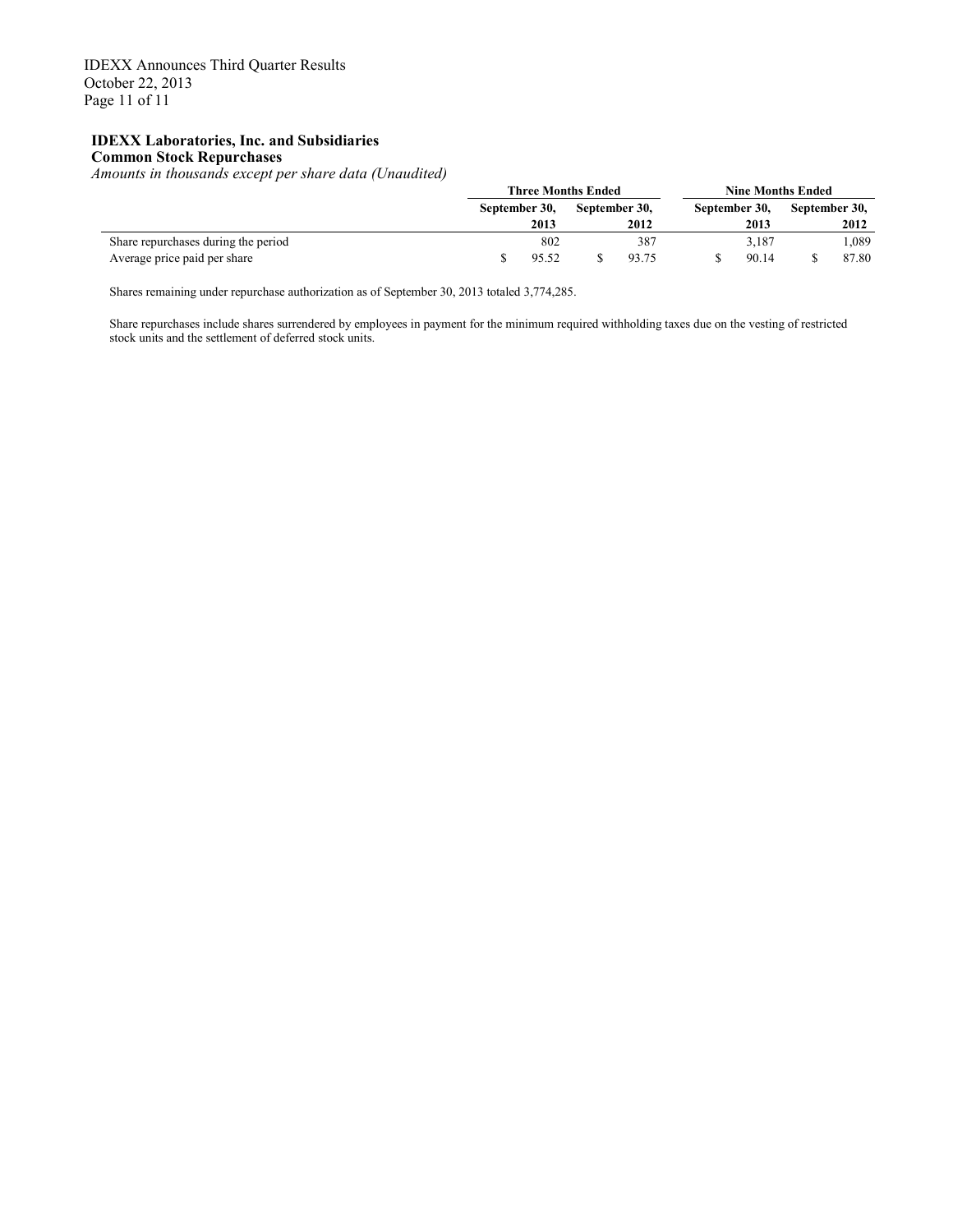**IDEXX Laboratories, Inc. and Subsidiaries**
**Common Stock Repurchases**
*Amounts in thousands except per share data (Unaudited)*

| | Three Months Ended | | Nine Months Ended | |
|---|---|---|---|---|
| | September 30, 2013 | September 30, 2012 | September 30, 2013 | September 30, 2012 |
| Share repurchases during the period | 802 | 387 | 3,187 | 1,089 |
| Average price paid per share | $ 95.52 | $ 93.75 | $ 90.14 | $ 87.80 |

Shares remaining under repurchase authorization as of September 30, 2013 totaled 3,774,285.

Share repurchases include shares surrendered by employees in payment for the minimum required withholding taxes due on the vesting of restricted stock units and the settlement of deferred stock units.